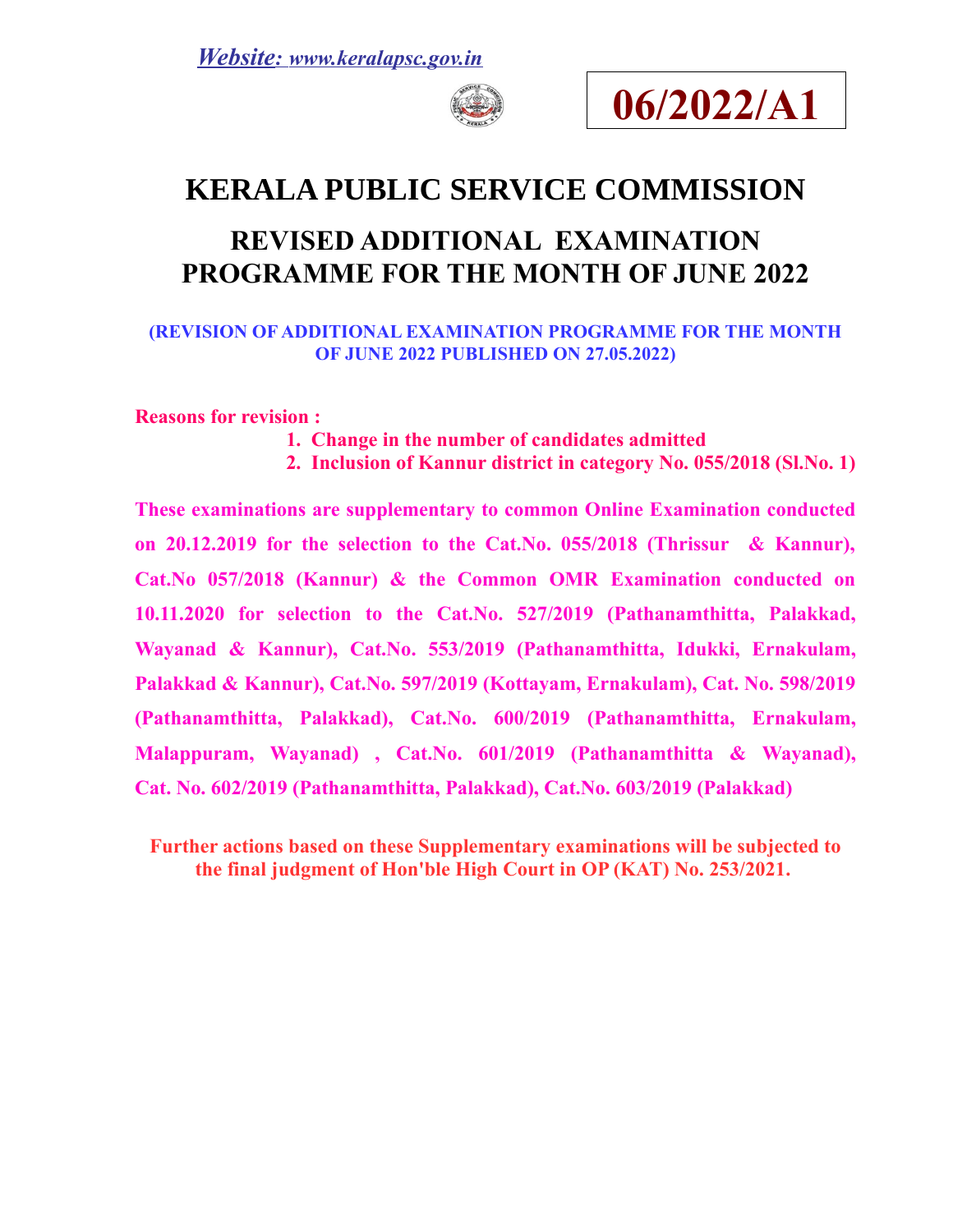*Website: www.keralapsc.gov.in*

**06/2022/A1**

# KERALA PUBLIC SERVICE COMMISSION

## REVISED ADDITIONAL EXAMINATION PROGRAMME FOR THE MONTH OF JUNE 2022

**(REVISION OF ADDITIONAL EXAMINATION PROGRAMME FOR THE MONTH OF JUNE 2022 PUBLISHED ON 27.05.2022)**

**Reasons for revision :**

1. **Change in the number of candidates admitted**
2. **Inclusion of Kannur district in category No. 055/2018 (Sl.No. 1)**

**These examinations are supplementary to common Online Examination conducted on 20.12.2019 for the selection to the Cat.No. 055/2018 (Thrissur & Kannur), Cat.No 057/2018 (Kannur) & the Common OMR Examination conducted on 10.11.2020 for selection to the Cat.No. 527/2019 (Pathanamthitta, Palakkad, Wayanad & Kannur), Cat.No. 553/2019 (Pathanamthitta, Idukki, Ernakulam, Palakkad & Kannur), Cat.No. 597/2019 (Kottayam, Ernakulam), Cat. No. 598/2019 (Pathanamthitta, Palakkad), Cat.No. 600/2019 (Pathanamthitta, Ernakulam, Malappuram, Wayanad) , Cat.No. 601/2019 (Pathanamthitta & Wayanad), Cat. No. 602/2019 (Pathanamthitta, Palakkad), Cat.No. 603/2019 (Palakkad)**

**Further actions based on these Supplementary examinations will be subjected to the final judgment of Hon'ble High Court in OP (KAT) No. 253/2021.**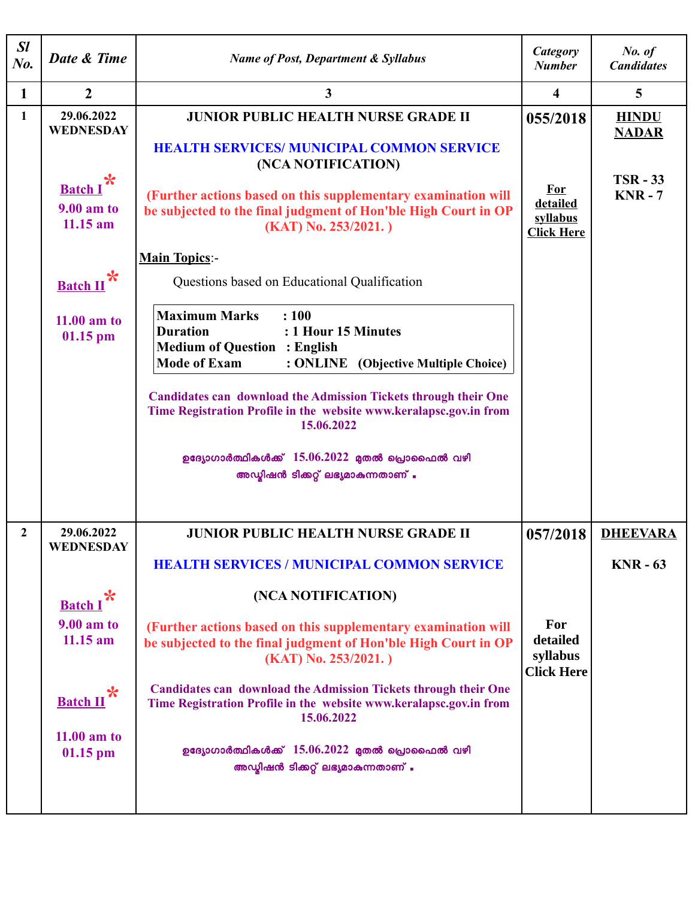| Sl No. | Date & Time | Name of Post, Department & Syllabus | Category Number | No. of Candidates |
|---|---|---|---|---|
| 1 | 2 | 3 | 4 | 5 |
| 1 | 29.06.2022 WEDNESDAY<br><br>Batch I*<br>9.00 am to 11.15 am<br><br>Batch II*<br>11.00 am to 01.15 pm | **JUNIOR PUBLIC HEALTH NURSE GRADE II**<br><br>**HEALTH SERVICES/ MUNICIPAL COMMON SERVICE**<br>**(NCA NOTIFICATION)**<br><br>**(Further actions based on this supplementary examination will be subjected to the final judgment of Hon'ble High Court in OP (KAT) No. 253/2021. )**<br><br>**Main Topics**:-<br>Questions based on Educational Qualification<br><br>**Maximum Marks : 100**<br>**Duration : 1 Hour 15 Minutes**<br>**Medium of Question : English**<br>**Mode of Exam : ONLINE (Objective Multiple Choice)**<br><br>**Candidates can download the Admission Tickets through their One Time Registration Profile in the website www.keralapsc.gov.in from 15.06.2022**<br><br>ഉദ്യോഗാർത്ഥികൾക്ക് 15.06.2022 മുതൽ പ്രൊഫൈൽ വഴി അഡ്മിഷൻ ടിക്കറ്റ് ലഭ്യമാകുന്നതാണ് . | **055/2018**<br><br>For detailed syllabus Click Here | **HINDU NADAR**<br><br>**TSR - 33**<br>**KNR - 7** |
| 2 | 29.06.2022 WEDNESDAY<br><br>Batch I*<br>9.00 am to 11.15 am<br><br>Batch II*<br>11.00 am to 01.15 pm | **JUNIOR PUBLIC HEALTH NURSE GRADE II**<br><br>**HEALTH SERVICES / MUNICIPAL COMMON SERVICE**<br><br>**(NCA NOTIFICATION)**<br><br>**(Further actions based on this supplementary examination will be subjected to the final judgment of Hon'ble High Court in OP (KAT) No. 253/2021. )**<br><br>**Candidates can download the Admission Tickets through their One Time Registration Profile in the website www.keralapsc.gov.in from 15.06.2022**<br><br>ഉദ്യോഗാർത്ഥികൾക്ക് 15.06.2022 മുതൽ പ്രൊഫൈൽ വഴി അഡ്മിഷൻ ടിക്കറ്റ് ലഭ്യമാകുന്നതാണ് . | **057/2018**<br><br>**For detailed syllabus Click Here** | **DHEEVARA**<br><br>**KNR - 63** |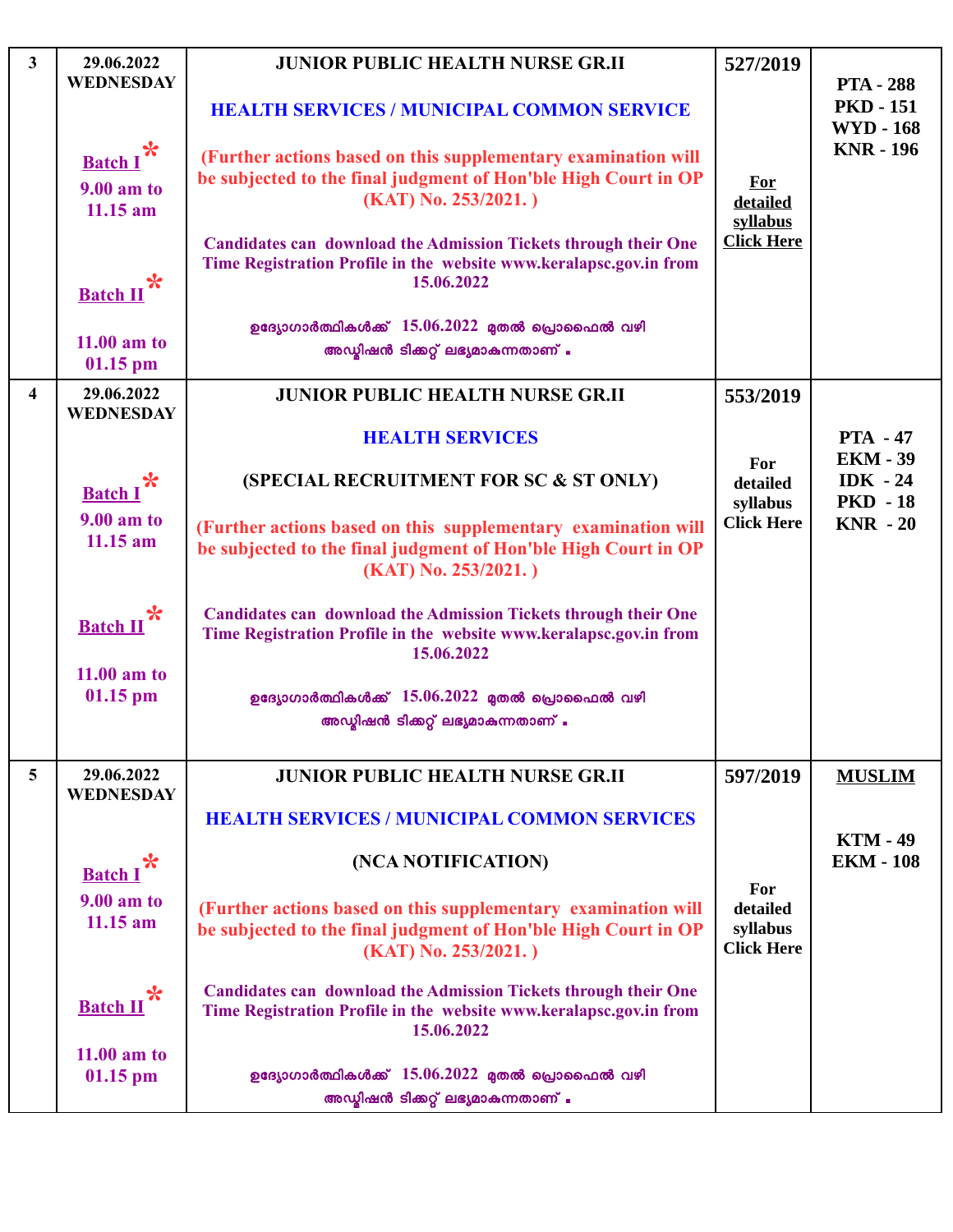| 3 | 29.06.2022 WEDNESDAY<br><br>Batch I*<br>9.00 am to 11.15 am<br><br>Batch II*<br>11.00 am to 01.15 pm | **JUNIOR PUBLIC HEALTH NURSE GR.II**<br><br>**HEALTH SERVICES / MUNICIPAL COMMON SERVICE**<br><br>(Further actions based on this supplementary examination will be subjected to the final judgment of Hon'ble High Court in OP (KAT) No. 253/2021. )<br><br>Candidates can download the Admission Tickets through their One Time Registration Profile in the website www.keralapsc.gov.in from 15.06.2022<br><br>ഉദ്യോഗാർത്ഥികൾക്ക് 15.06.2022 മുതൽ പ്രൊഫൈൽ വഴി അഡ്മിഷൻ ടിക്കറ്റ് ലഭ്യമാകുന്നതാണ് . | 527/2019<br><br>For detailed syllabus Click Here | PTA - 288<br>PKD - 151<br>WYD - 168<br>KNR - 196 |
|---|---|---|---|---|
| 4 | 29.06.2022 WEDNESDAY<br><br>Batch I*<br>9.00 am to 11.15 am<br><br>Batch II*<br>11.00 am to 01.15 pm | **JUNIOR PUBLIC HEALTH NURSE GR.II**<br><br>**HEALTH SERVICES**<br><br>(SPECIAL RECRUITMENT FOR SC & ST ONLY)<br><br>(Further actions based on this supplementary examination will be subjected to the final judgment of Hon'ble High Court in OP (KAT) No. 253/2021. )<br><br>Candidates can download the Admission Tickets through their One Time Registration Profile in the website www.keralapsc.gov.in from 15.06.2022<br><br>ഉദ്യോഗാർത്ഥികൾക്ക് 15.06.2022 മുതൽ പ്രൊഫൈൽ വഴി അഡ്മിഷൻ ടിക്കറ്റ് ലഭ്യമാകുന്നതാണ് . | 553/2019<br><br>For detailed syllabus Click Here | PTA - 47<br>EKM - 39<br>IDK - 24<br>PKD - 18<br>KNR - 20 |
| 5 | 29.06.2022 WEDNESDAY<br><br>Batch I*<br>9.00 am to 11.15 am<br><br>Batch II*<br>11.00 am to 01.15 pm | **JUNIOR PUBLIC HEALTH NURSE GR.II**<br><br>**HEALTH SERVICES / MUNICIPAL COMMON SERVICES**<br><br>(NCA NOTIFICATION)<br><br>(Further actions based on this supplementary examination will be subjected to the final judgment of Hon'ble High Court in OP (KAT) No. 253/2021. )<br><br>Candidates can download the Admission Tickets through their One Time Registration Profile in the website www.keralapsc.gov.in from 15.06.2022<br><br>ഉദ്യോഗാർത്ഥികൾക്ക് 15.06.2022 മുതൽ പ്രൊഫൈൽ വഴി അഡ്മിഷൻ ടിക്കറ്റ് ലഭ്യമാകുന്നതാണ് . | 597/2019<br><br>For detailed syllabus Click Here | MUSLIM<br><br>KTM - 49<br>EKM - 108 |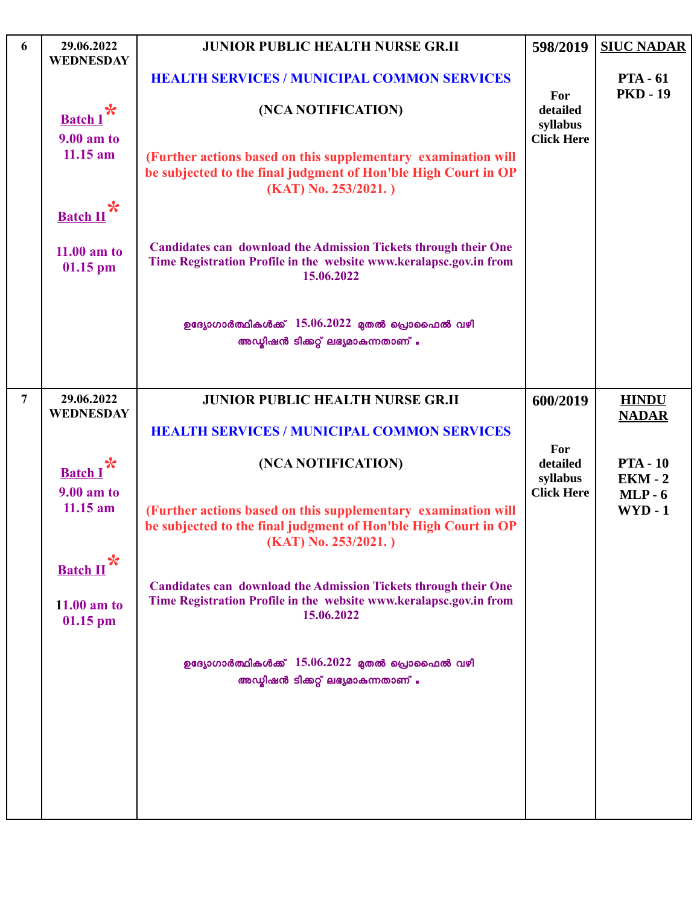| 6 | 29.06.2022 WEDNESDAY<br><br>Batch I *<br>9.00 am to 11.15 am<br><br>Batch II *<br>11.00 am to 01.15 pm | **JUNIOR PUBLIC HEALTH NURSE GR.II**<br><br>**HEALTH SERVICES / MUNICIPAL COMMON SERVICES**<br><br>**(NCA NOTIFICATION)**<br><br>(Further actions based on this supplementary examination will be subjected to the final judgment of Hon'ble High Court in OP (KAT) No. 253/2021. )<br><br>Candidates can download the Admission Tickets through their One Time Registration Profile in the website www.keralapsc.gov.in from 15.06.2022<br><br>ഉദ്യോഗാർത്ഥികൾക്ക് 15.06.2022 മുതൽ പ്രൊഫൈൽ വഴി അഡ്മിഷൻ ടിക്കറ്റ് ലഭ്യമാകുന്നതാണ് . | 598/2019<br><br>For detailed syllabus Click Here | **SIUC NADAR**<br><br>PTA - 61<br>PKD - 19 |
|---|---|---|---|---|
| 7 | 29.06.2022 WEDNESDAY<br><br>Batch I *<br>9.00 am to 11.15 am<br><br>Batch II *<br>11.00 am to 01.15 pm | **JUNIOR PUBLIC HEALTH NURSE GR.II**<br><br>**HEALTH SERVICES / MUNICIPAL COMMON SERVICES**<br><br>**(NCA NOTIFICATION)**<br><br>(Further actions based on this supplementary examination will be subjected to the final judgment of Hon'ble High Court in OP (KAT) No. 253/2021. )<br><br>Candidates can download the Admission Tickets through their One Time Registration Profile in the website www.keralapsc.gov.in from 15.06.2022<br><br>ഉദ്യോഗാർത്ഥികൾക്ക് 15.06.2022 മുതൽ പ്രൊഫൈൽ വഴി അഡ്മിഷൻ ടിക്കറ്റ് ലഭ്യമാകുന്നതാണ് . | 600/2019<br><br>For detailed syllabus Click Here | **HINDU NADAR**<br><br>PTA - 10<br>EKM - 2<br>MLP - 6<br>WYD - 1 |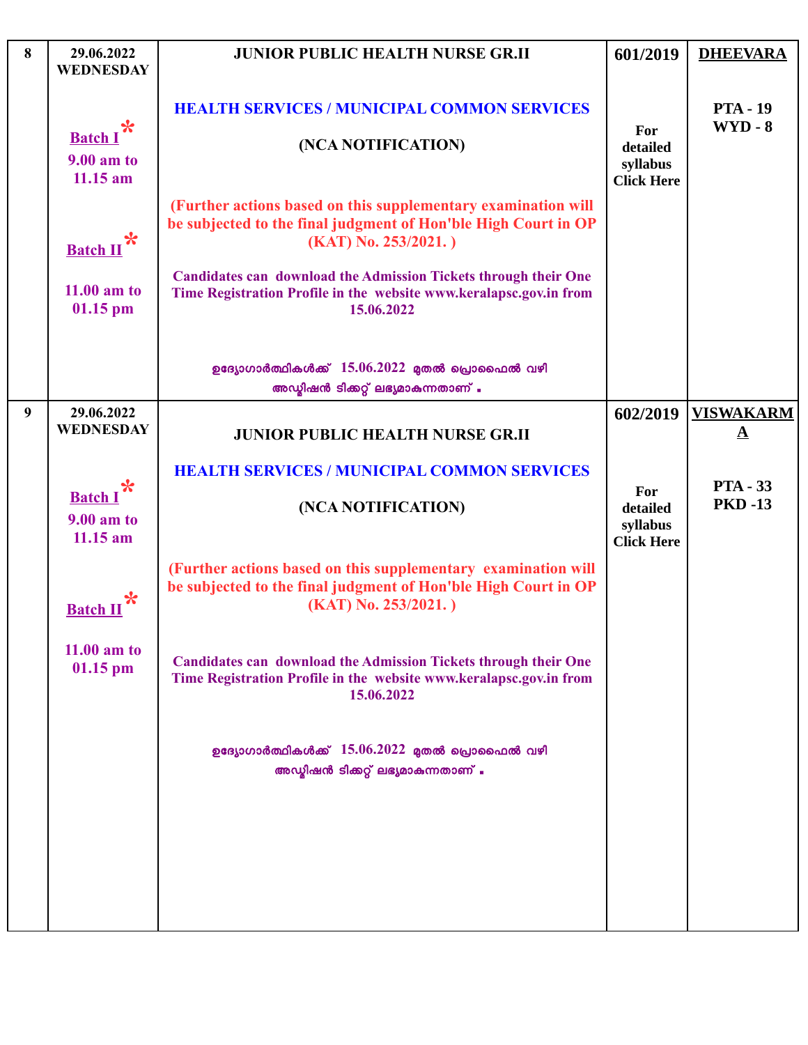| 8 | 29.06.2022 WEDNESDAY<br><br>Batch I *<br>9.00 am to 11.15 am<br><br>Batch II *<br><br>11.00 am to 01.15 pm | **JUNIOR PUBLIC HEALTH NURSE GR.II**<br><br>**HEALTH SERVICES / MUNICIPAL COMMON SERVICES**<br><br>**(NCA NOTIFICATION)**<br><br>**(Further actions based on this supplementary examination will be subjected to the final judgment of Hon'ble High Court in OP (KAT) No. 253/2021. )**<br><br>**Candidates can download the Admission Tickets through their One Time Registration Profile in the website www.keralapsc.gov.in from 15.06.2022**<br><br>ഉദ്യോഗാർത്ഥികൾക്ക് 15.06.2022 മുതൽ പ്രൊഫൈൽ വഴി അഡ്മിഷൻ ടിക്കറ്റ് ലഭ്യമാകുന്നതാണ് . | **601/2019**<br><br>**For detailed syllabus Click Here** | **DHEEVARA**<br><br>**PTA - 19**<br>**WYD - 8** |
|---|---|---|---|---|
| 9 | 29.06.2022 WEDNESDAY<br><br>Batch I *<br>9.00 am to 11.15 am<br><br>Batch II *<br><br>11.00 am to 01.15 pm | **JUNIOR PUBLIC HEALTH NURSE GR.II**<br><br>**HEALTH SERVICES / MUNICIPAL COMMON SERVICES**<br><br>**(NCA NOTIFICATION)**<br><br>**(Further actions based on this supplementary examination will be subjected to the final judgment of Hon'ble High Court in OP (KAT) No. 253/2021. )**<br><br>**Candidates can download the Admission Tickets through their One Time Registration Profile in the website www.keralapsc.gov.in from 15.06.2022**<br><br>ഉദ്യോഗാർത്ഥികൾക്ക് 15.06.2022 മുതൽ പ്രൊഫൈൽ വഴി അഡ്മിഷൻ ടിക്കറ്റ് ലഭ്യമാകുന്നതാണ് . | **602/2019**<br><br>**For detailed syllabus Click Here** | **VISWAKARMA**<br><br>**PTA - 33**<br>**PKD -13** |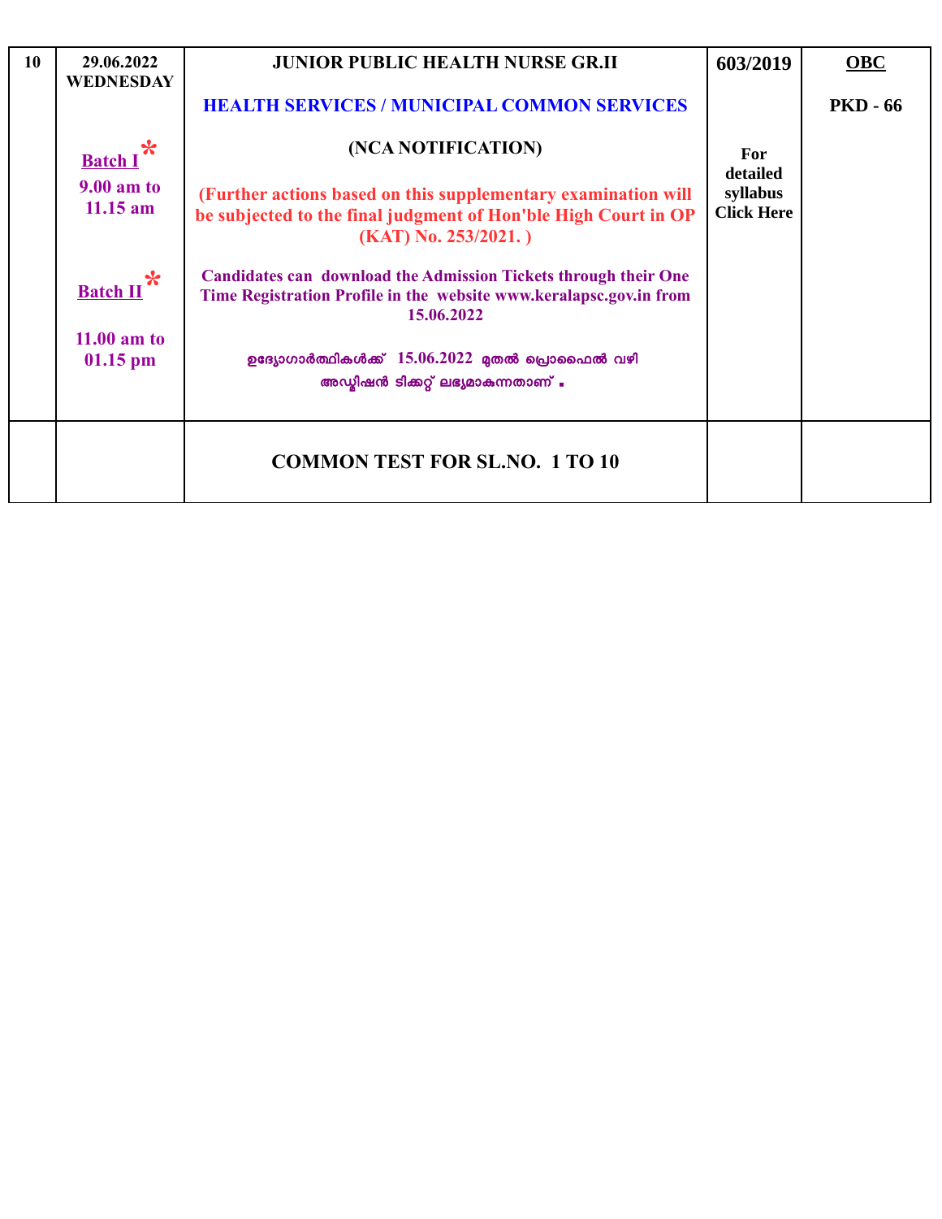| 10 | 29.06.2022 WEDNESDAY<br><br>Batch I *<br>9.00 am to 11.15 am<br><br>Batch II *<br>11.00 am to 01.15 pm | **JUNIOR PUBLIC HEALTH NURSE GR.II**<br><br>**HEALTH SERVICES / MUNICIPAL COMMON SERVICES**<br><br>**(NCA NOTIFICATION)**<br><br>**(Further actions based on this supplementary examination will be subjected to the final judgment of Hon'ble High Court in OP (KAT) No. 253/2021. )**<br><br>**Candidates can download the Admission Tickets through their One Time Registration Profile in the website www.keralapsc.gov.in from 15.06.2022**<br><br>ഉദ്യോഗാർത്ഥികൾക്ക് 15.06.2022 മുതൽ പ്രൊഫൈൽ വഴി അഡ്മിഷൻ ടിക്കറ്റ് ലഭ്യമാകുന്നതാണ് . | 603/2019<br><br>For detailed syllabus Click Here | OBC<br><br>PKD - 66 |
|---|---|---|---|---|
| | | **COMMON TEST FOR SL.NO. 1 TO 10** | | |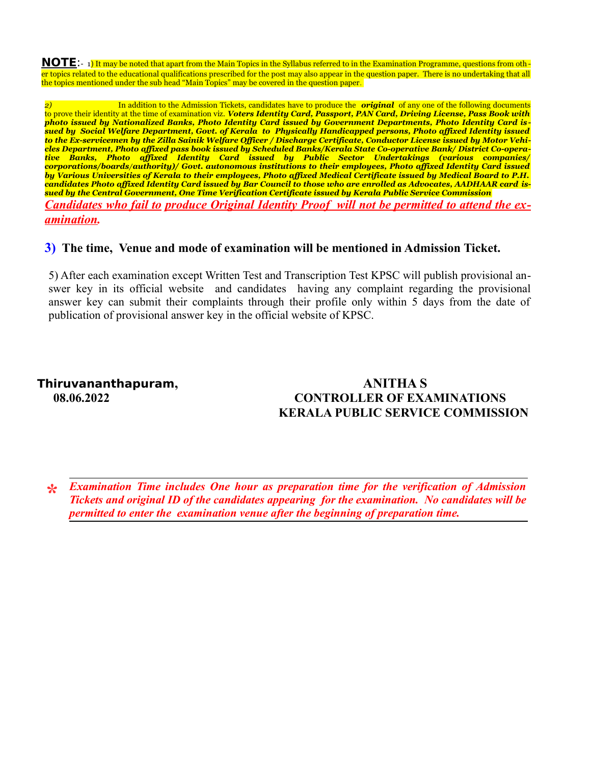**NOTE**:- 1) It may be noted that apart from the Main Topics in the Syllabus referred to in the Examination Programme, questions from other topics related to the educational qualifications prescribed for the post may also appear in the question paper. There is no undertaking that all the topics mentioned under the sub head "Main Topics" may be covered in the question paper.

*2)* In addition to the Admission Tickets, candidates have to produce the ***original*** of any one of the following documents to prove their identity at the time of examination viz. ***Voters Identity Card, Passport, PAN Card, Driving License, Pass Book with photo issued by Nationalized Banks, Photo Identity Card issued by Government Departments, Photo Identity Card issued by Social Welfare Department, Govt. of Kerala to Physically Handicapped persons, Photo affixed Identity issued to the Ex-servicemen by the Zilla Sainik Welfare Officer / Discharge Certificate, Conductor License issued by Motor Vehicles Department, Photo affixed pass book issued by Scheduled Banks/Kerala State Co-operative Bank/ District Co-operative Banks, Photo affixed Identity Card issued by Public Sector Undertakings (various companies/ corporations/boards/authority)/ Govt. autonomous institutions to their employees, Photo affixed Identity Card issued by Various Universities of Kerala to their employees, Photo affixed Medical Certificate issued by Medical Board to P.H. candidates Photo affixed Identity Card issued by Bar Council to those who are enrolled as Advocates, AADHAAR card issued by the Central Government, One Time Verification Certificate issued by Kerala Public Service Commission***

***Candidates who fail to produce Original Identity Proof will not be permitted to attend the examination.***

**3) The time, Venue and mode of examination will be mentioned in Admission Ticket.**

5) After each examination except Written Test and Transcription Test KPSC will publish provisional answer key in its official website and candidates having any complaint regarding the provisional answer key can submit their complaints through their profile only within 5 days from the date of publication of provisional answer key in the official website of KPSC.

**Thiruvananthapuram,**
**08.06.2022**

**ANITHA S**
**CONTROLLER OF EXAMINATIONS**
**KERALA PUBLIC SERVICE COMMISSION**

\* ***Examination Time includes One hour as preparation time for the verification of Admission Tickets and original ID of the candidates appearing for the examination. No candidates will be permitted to enter the examination venue after the beginning of preparation time.***